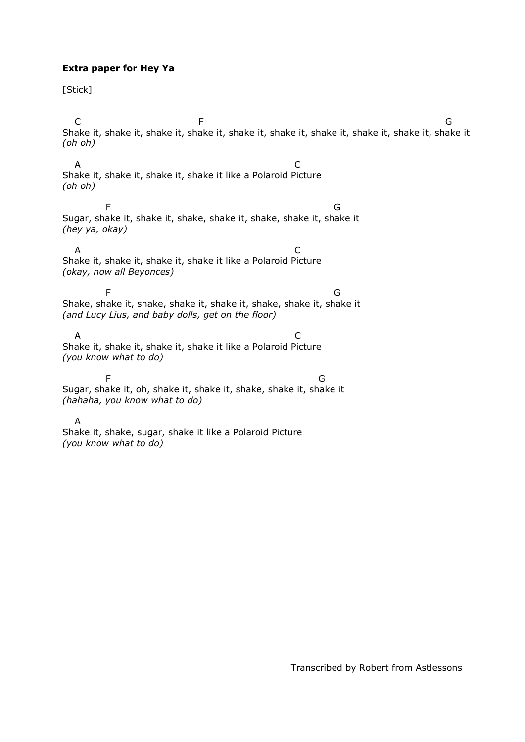**Extra paper for Hey Ya**

[Stick]

```
   C                              F                                                                       G
Shake it, shake it, shake it, shake it, shake it, shake it, shake it, shake it, shake it, shake it
```
*(oh oh)*

```
   A                                                      C
Shake it, shake it, shake it, shake it like a Polaroid Picture
```
*(oh oh)*

```
          F                                                         G
Sugar, shake it, shake it, shake, shake it, shake, shake it, shake it
```
*(hey ya, okay)*

```
   A                                                      C
Shake it, shake it, shake it, shake it like a Polaroid Picture
```
*(okay, now all Beyonces)*

```
          F                                                         G
Shake, shake it, shake, shake it, shake it, shake, shake it, shake it
```
*(and Lucy Lius, and baby dolls, get on the floor)*

```
   A                                                      C
Shake it, shake it, shake it, shake it like a Polaroid Picture
```
*(you know what to do)*

```
          F                                                     G
Sugar, shake it, oh, shake it, shake it, shake, shake it, shake it
```
*(hahaha, you know what to do)*

```
   A
Shake it, shake, sugar, shake it like a Polaroid Picture
```
*(you know what to do)*

Transcribed by Robert from Astlessons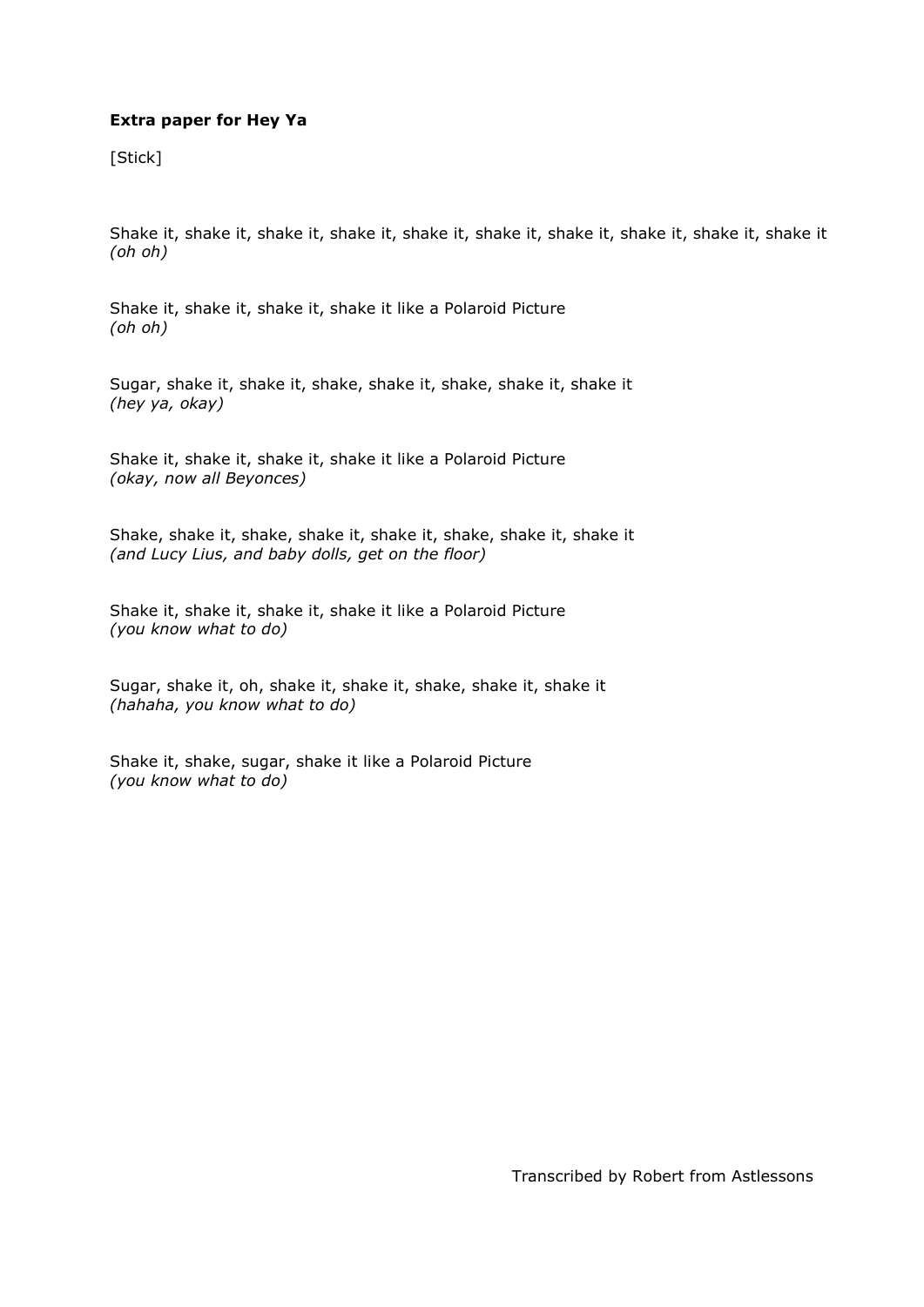**Extra paper for Hey Ya**

[Stick]

Shake it, shake it, shake it, shake it, shake it, shake it, shake it, shake it, shake it, shake it
*(oh oh)*

Shake it, shake it, shake it, shake it like a Polaroid Picture
*(oh oh)*

Sugar, shake it, shake it, shake, shake it, shake, shake it, shake it
*(hey ya, okay)*

Shake it, shake it, shake it, shake it like a Polaroid Picture
*(okay, now all Beyonces)*

Shake, shake it, shake, shake it, shake it, shake, shake it, shake it
*(and Lucy Lius, and baby dolls, get on the floor)*

Shake it, shake it, shake it, shake it like a Polaroid Picture
*(you know what to do)*

Sugar, shake it, oh, shake it, shake it, shake, shake it, shake it
*(hahaha, you know what to do)*

Shake it, shake, sugar, shake it like a Polaroid Picture
*(you know what to do)*

Transcribed by Robert from Astlessons